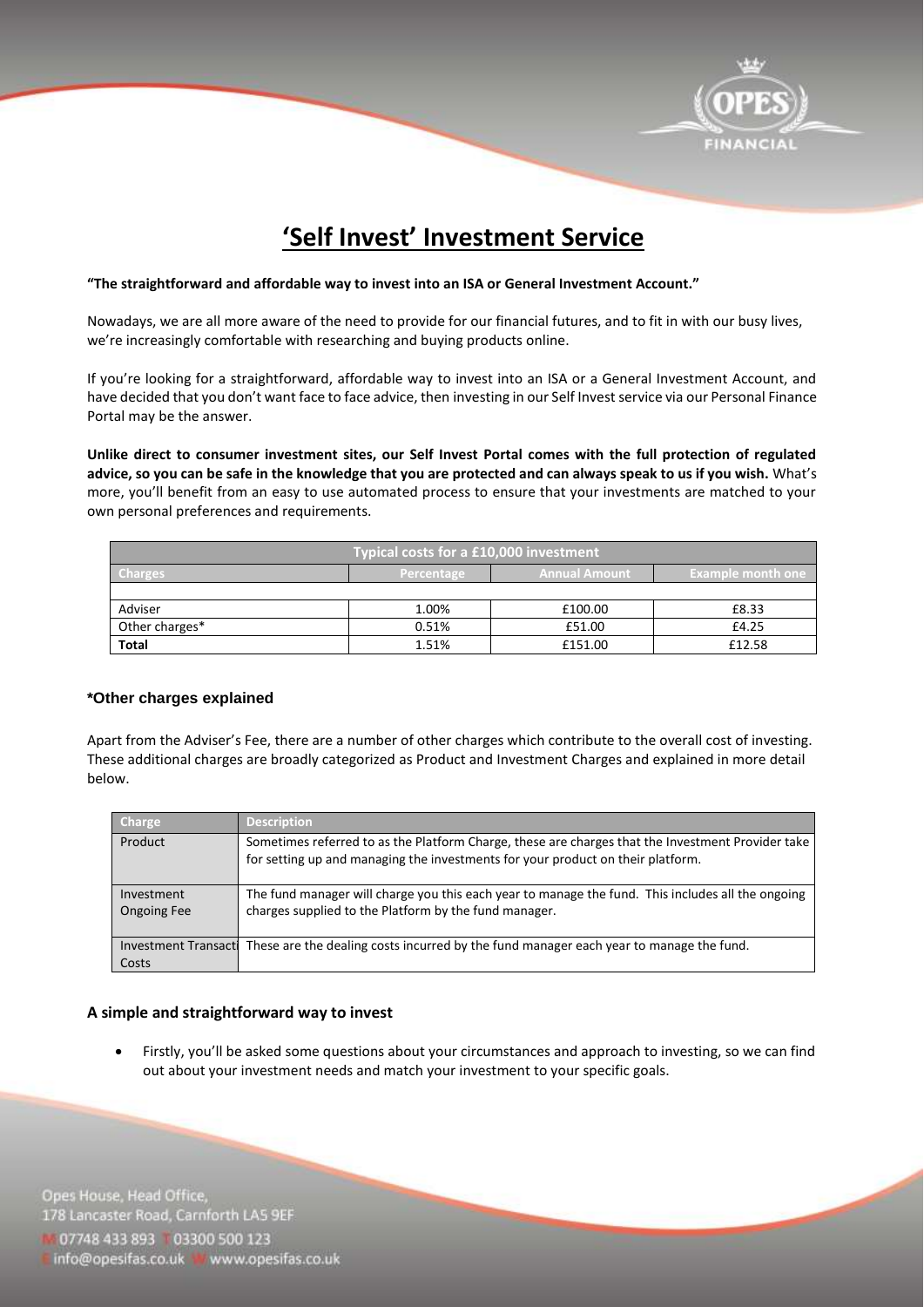# 'Self Invest' Investment Service

**"The straightforward and affordable way to invest into an ISA or General Investment Account."**

Nowadays, we are all more aware of the need to provide for our financial futures, and to fit in with our busy lives, we're increasingly comfortable with researching and buying products online.

If you're looking for a straightforward, affordable way to invest into an ISA or a General Investment Account, and have decided that you don't want face to face advice, then investing in our Self Invest service via our Personal Finance Portal may be the answer.

**Unlike direct to consumer investment sites, our Self Invest Portal comes with the full protection of regulated advice, so you can be safe in the knowledge that you are protected and can always speak to us if you wish.** What's more, you'll benefit from an easy to use automated process to ensure that your investments are matched to your own personal preferences and requirements.

| Typical costs for a £10,000 investment | | | |
|---|---|---|---|
| Charges | Percentage | Annual Amount | Example month one |
| Adviser | 1.00% | £100.00 | £8.33 |
| Other charges* | 0.51% | £51.00 | £4.25 |
| **Total** | 1.51% | £151.00 | £12.58 |

### *Other charges explained

Apart from the Adviser's Fee, there are a number of other charges which contribute to the overall cost of investing. These additional charges are broadly categorized as Product and Investment Charges and explained in more detail below.

| Charge | Description |
|---|---|
| Product | Sometimes referred to as the Platform Charge, these are charges that the Investment Provider take for setting up and managing the investments for your product on their platform. |
| Investment Ongoing Fee | The fund manager will charge you this each year to manage the fund. This includes all the ongoing charges supplied to the Platform by the fund manager. |
| Investment Transacti Costs | These are the dealing costs incurred by the fund manager each year to manage the fund. |

### A simple and straightforward way to invest

- Firstly, you'll be asked some questions about your circumstances and approach to investing, so we can find out about your investment needs and match your investment to your specific goals.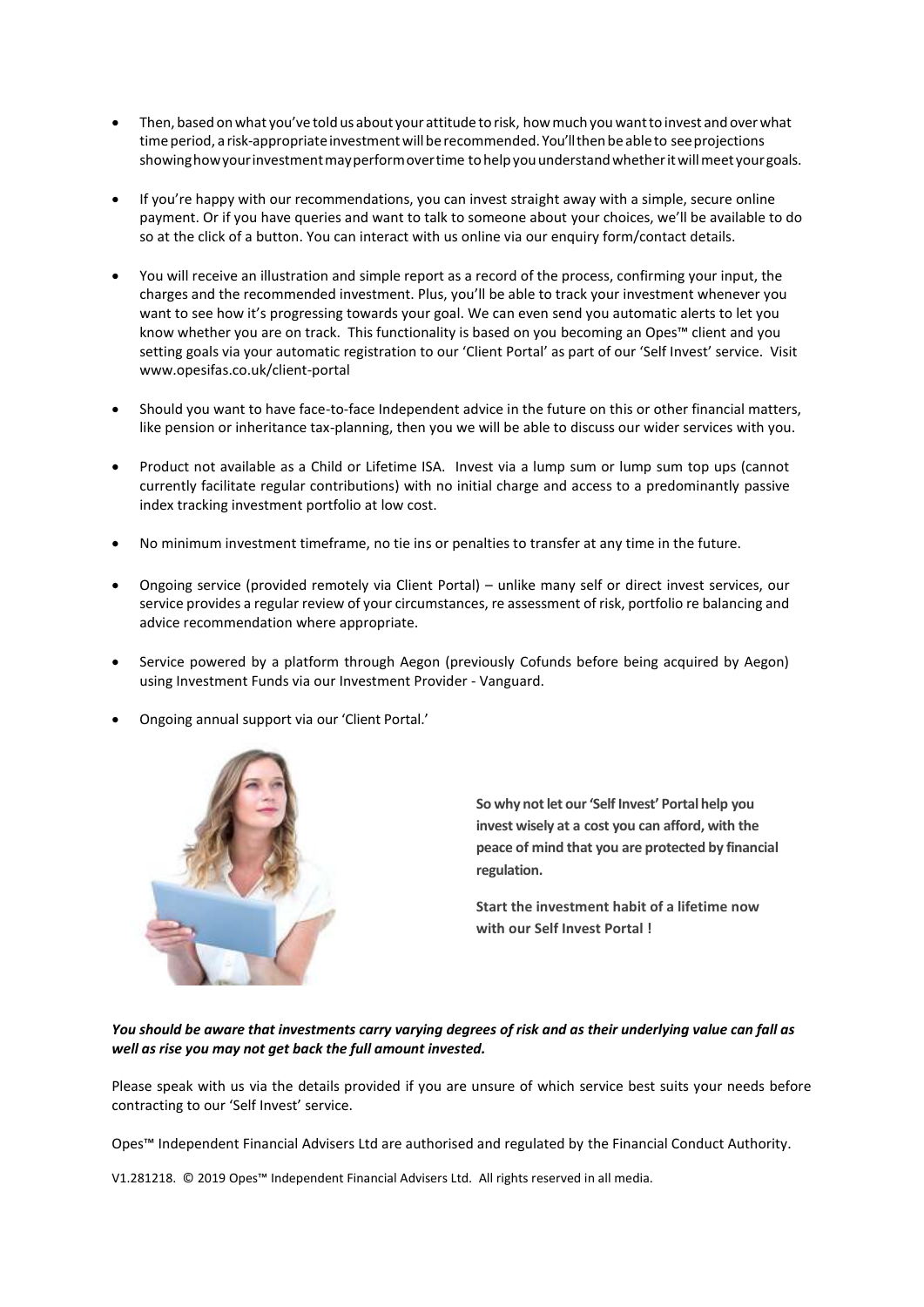- Then, based on what you've told us about your attitude to risk, how much you want to invest and over what time period, a risk-appropriate investment will be recommended. You'll then be able to see projections showing how your investment may perform over time to help you understand whether it will meet your goals.

- If you're happy with our recommendations, you can invest straight away with a simple, secure online payment. Or if you have queries and want to talk to someone about your choices, we'll be available to do so at the click of a button. You can interact with us online via our enquiry form/contact details.

- You will receive an illustration and simple report as a record of the process, confirming your input, the charges and the recommended investment. Plus, you'll be able to track your investment whenever you want to see how it's progressing towards your goal. We can even send you automatic alerts to let you know whether you are on track. This functionality is based on you becoming an Opes™ client and you setting goals via your automatic registration to our 'Client Portal' as part of our 'Self Invest' service. Visit www.opesifas.co.uk/client-portal

- Should you want to have face-to-face Independent advice in the future on this or other financial matters, like pension or inheritance tax-planning, then you we will be able to discuss our wider services with you.

- Product not available as a Child or Lifetime ISA. Invest via a lump sum or lump sum top ups (cannot currently facilitate regular contributions) with no initial charge and access to a predominantly passive index tracking investment portfolio at low cost.

- No minimum investment timeframe, no tie ins or penalties to transfer at any time in the future.

- Ongoing service (provided remotely via Client Portal) – unlike many self or direct invest services, our service provides a regular review of your circumstances, re assessment of risk, portfolio re balancing and advice recommendation where appropriate.

- Service powered by a platform through Aegon (previously Cofunds before being acquired by Aegon) using Investment Funds via our Investment Provider - Vanguard.

- Ongoing annual support via our 'Client Portal.'

**So why not let our 'Self Invest' Portal help you invest wisely at a cost you can afford, with the peace of mind that you are protected by financial regulation.**

**Start the investment habit of a lifetime now with our Self Invest Portal !**

***You should be aware that investments carry varying degrees of risk and as their underlying value can fall as well as rise you may not get back the full amount invested.***

Please speak with us via the details provided if you are unsure of which service best suits your needs before contracting to our 'Self Invest' service.

Opes™ Independent Financial Advisers Ltd are authorised and regulated by the Financial Conduct Authority.

V1.281218. © 2019 Opes™ Independent Financial Advisers Ltd. All rights reserved in all media.